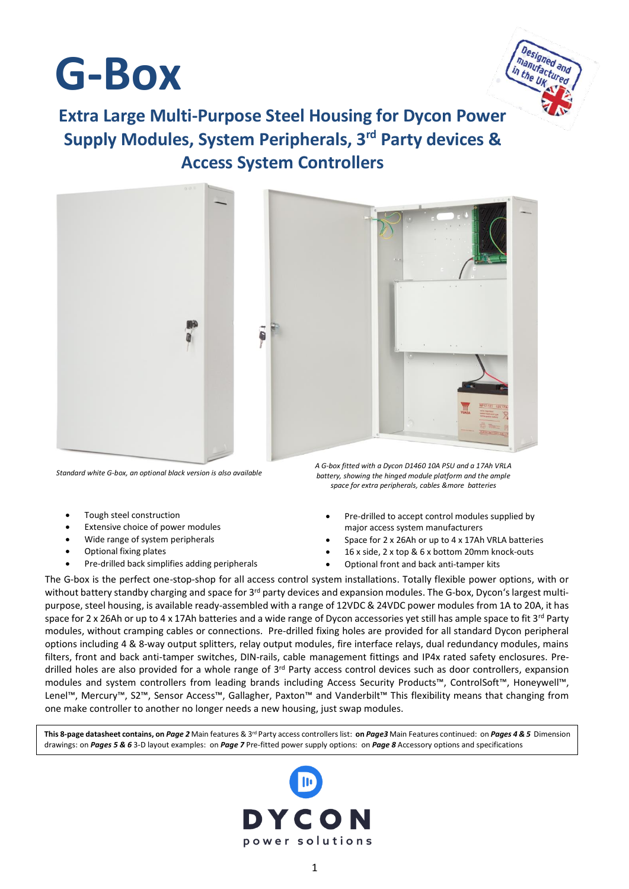# G-Box

## Extra Large Multi-Purpose Steel Housing for Dycon Power Supply Modules, System Peripherals, 3rd Party devices & Access System Controllers

*Standard white G-box, an optional black version is also available*

*A G-box fitted with a Dycon D1460 10A PSU and a 17Ah VRLA battery, showing the hinged module platform and the ample space for extra peripherals, cables &more batteries*

- Tough steel construction
- Extensive choice of power modules
- Wide range of system peripherals
- Optional fixing plates
- Pre-drilled back simplifies adding peripherals
- Pre-drilled to accept control modules supplied by major access system manufacturers
- Space for 2 x 26Ah or up to 4 x 17Ah VRLA batteries
- 16 x side, 2 x top & 6 x bottom 20mm knock-outs
- Optional front and back anti-tamper kits

The G-box is the perfect one-stop-shop for all access control system installations. Totally flexible power options, with or without battery standby charging and space for 3rd party devices and expansion modules. The G-box, Dycon's largest multi-purpose, steel housing, is available ready-assembled with a range of 12VDC & 24VDC power modules from 1A to 20A, it has space for 2 x 26Ah or up to 4 x 17Ah batteries and a wide range of Dycon accessories yet still has ample space to fit 3rd Party modules, without cramping cables or connections. Pre-drilled fixing holes are provided for all standard Dycon peripheral options including 4 & 8-way output splitters, relay output modules, fire interface relays, dual redundancy modules, mains filters, front and back anti-tamper switches, DIN-rails, cable management fittings and IP4x rated safety enclosures. Pre-drilled holes are also provided for a whole range of 3rd Party access control devices such as door controllers, expansion modules and system controllers from leading brands including Access Security Products™, ControlSoft™, Honeywell™, Lenel™, Mercury™, S2™, Sensor Access™, Gallagher, Paxton™ and Vanderbilt™ This flexibility means that changing from one make controller to another no longer needs a new housing, just swap modules.

**This 8-page datasheet contains, on *Page 2*** Main features & 3rd Party access controllers list: **on *Page3*** Main Features continued: on ***Pages 4 & 5*** Dimension drawings: on ***Pages 5 & 6*** 3-D layout examples: on ***Page 7*** Pre-fitted power supply options: on ***Page 8*** Accessory options and specifications

DYCON power solutions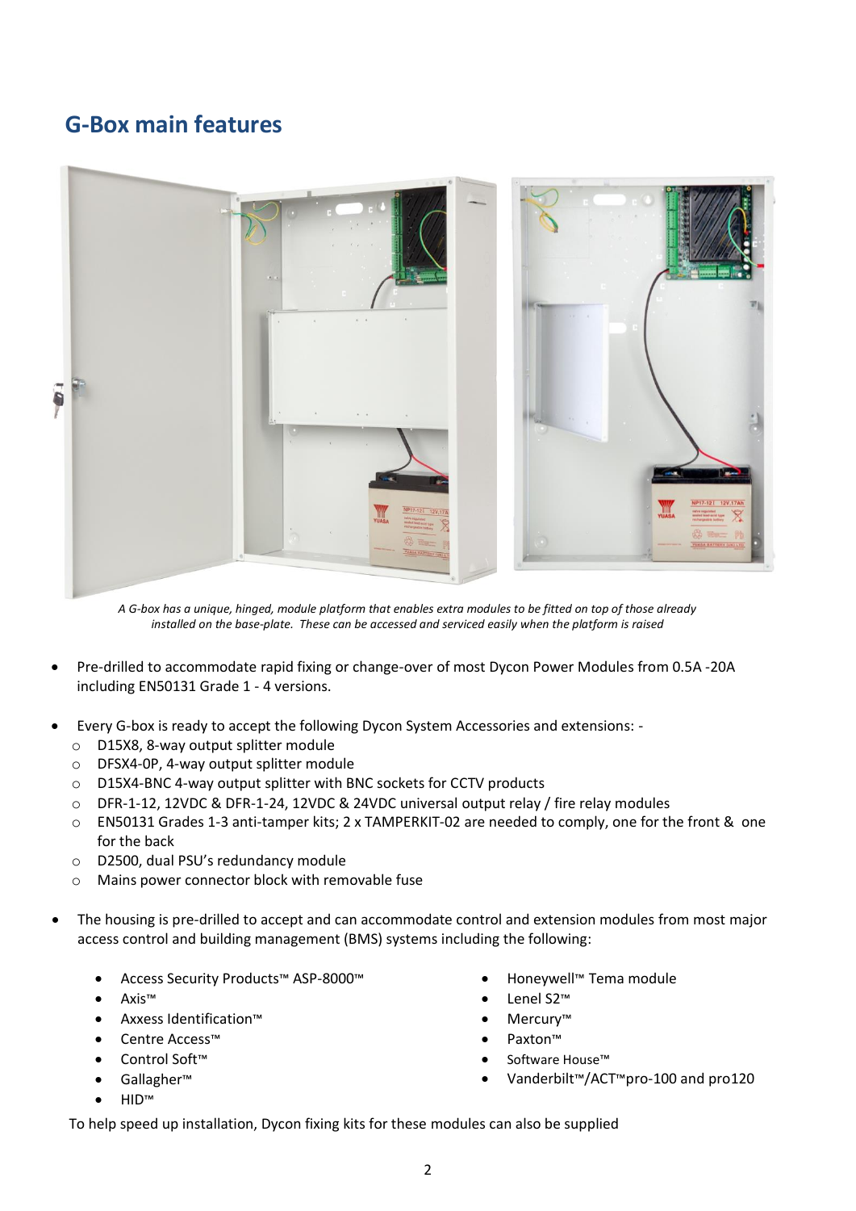## G-Box main features

*A G-box has a unique, hinged, module platform that enables extra modules to be fitted on top of those already installed on the base-plate. These can be accessed and serviced easily when the platform is raised*

- Pre-drilled to accommodate rapid fixing or change-over of most Dycon Power Modules from 0.5A -20A including EN50131 Grade 1 - 4 versions.

- Every G-box is ready to accept the following Dycon System Accessories and extensions: -
  - D15X8, 8-way output splitter module
  - DFSX4-0P, 4-way output splitter module
  - D15X4-BNC 4-way output splitter with BNC sockets for CCTV products
  - DFR-1-12, 12VDC & DFR-1-24, 12VDC & 24VDC universal output relay / fire relay modules
  - EN50131 Grades 1-3 anti-tamper kits; 2 x TAMPERKIT-02 are needed to comply, one for the front & one for the back
  - D2500, dual PSU's redundancy module
  - Mains power connector block with removable fuse

- The housing is pre-drilled to accept and can accommodate control and extension modules from most major access control and building management (BMS) systems including the following:

  - Access Security Products™ ASP-8000™
  - Axis™
  - Axxess Identification™
  - Centre Access™
  - Control Soft™
  - Gallagher™
  - HID™
  - Honeywell™ Tema module
  - Lenel S2™
  - Mercury™
  - Paxton™
  - Software House™
  - Vanderbilt™/ACT™pro-100 and pro120

To help speed up installation, Dycon fixing kits for these modules can also be supplied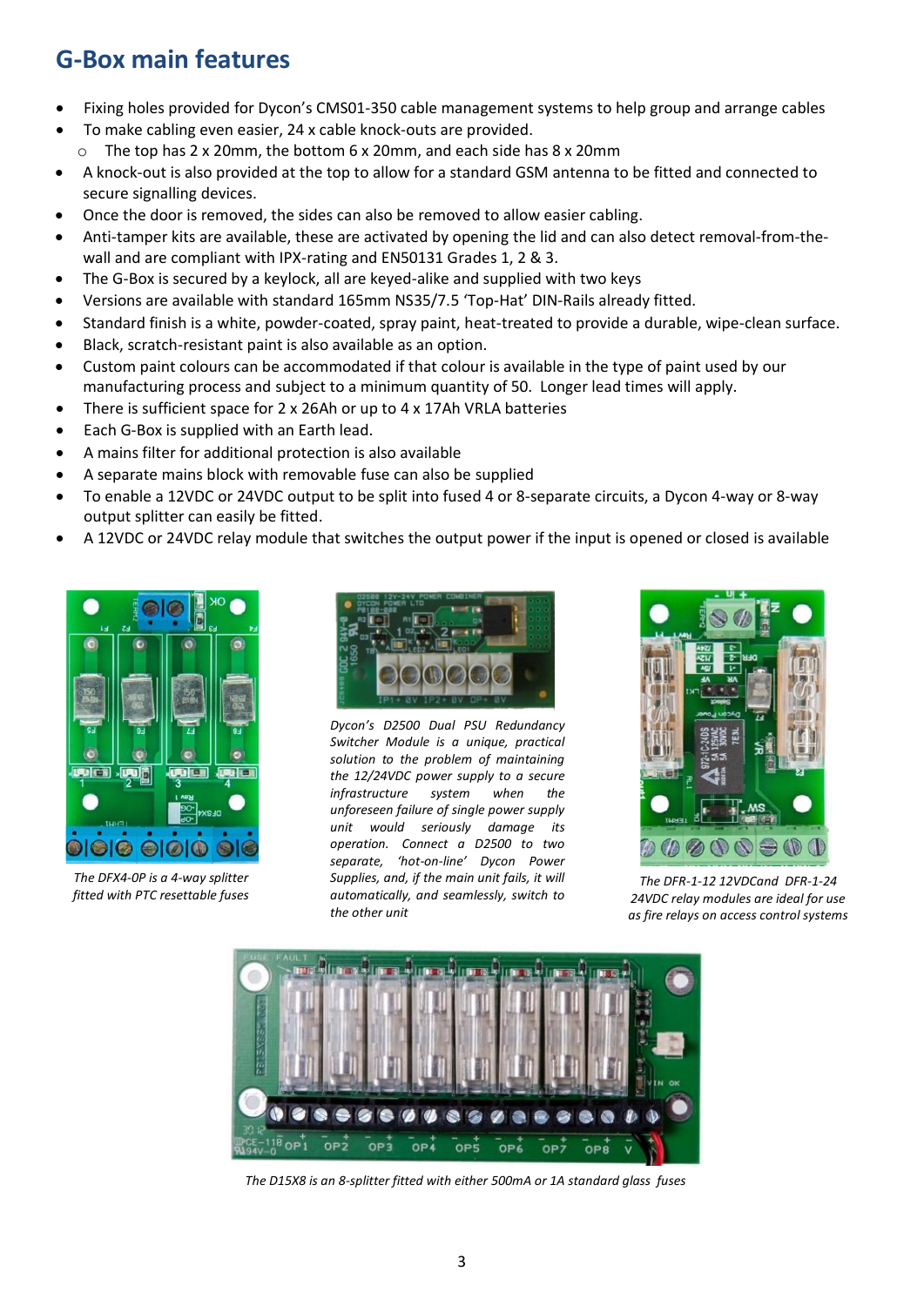## G-Box main features

- Fixing holes provided for Dycon's CMS01-350 cable management systems to help group and arrange cables
- To make cabling even easier, 24 x cable knock-outs are provided.
  - The top has 2 x 20mm, the bottom 6 x 20mm, and each side has 8 x 20mm
- A knock-out is also provided at the top to allow for a standard GSM antenna to be fitted and connected to secure signalling devices.
- Once the door is removed, the sides can also be removed to allow easier cabling.
- Anti-tamper kits are available, these are activated by opening the lid and can also detect removal-from-the-wall and are compliant with IPX-rating and EN50131 Grades 1, 2 & 3.
- The G-Box is secured by a keylock, all are keyed-alike and supplied with two keys
- Versions are available with standard 165mm NS35/7.5 'Top-Hat' DIN-Rails already fitted.
- Standard finish is a white, powder-coated, spray paint, heat-treated to provide a durable, wipe-clean surface.
- Black, scratch-resistant paint is also available as an option.
- Custom paint colours can be accommodated if that colour is available in the type of paint used by our manufacturing process and subject to a minimum quantity of 50. Longer lead times will apply.
- There is sufficient space for 2 x 26Ah or up to 4 x 17Ah VRLA batteries
- Each G-Box is supplied with an Earth lead.
- A mains filter for additional protection is also available
- A separate mains block with removable fuse can also be supplied
- To enable a 12VDC or 24VDC output to be split into fused 4 or 8-separate circuits, a Dycon 4-way or 8-way output splitter can easily be fitted.
- A 12VDC or 24VDC relay module that switches the output power if the input is opened or closed is available

*The DFX4-0P is a 4-way splitter fitted with PTC resettable fuses*

*Dycon's D2500 Dual PSU Redundancy Switcher Module is a unique, practical solution to the problem of maintaining the 12/24VDC power supply to a secure infrastructure system when the unforeseen failure of single power supply unit would seriously damage its operation. Connect a D2500 to two separate, 'hot-on-line' Dycon Power Supplies, and, if the main unit fails, it will automatically, and seamlessly, switch to the other unit*

*The DFR-1-12 12VDCand DFR-1-24 24VDC relay modules are ideal for use as fire relays on access control systems*

*The D15X8 is an 8-splitter fitted with either 500mA or 1A standard glass fuses*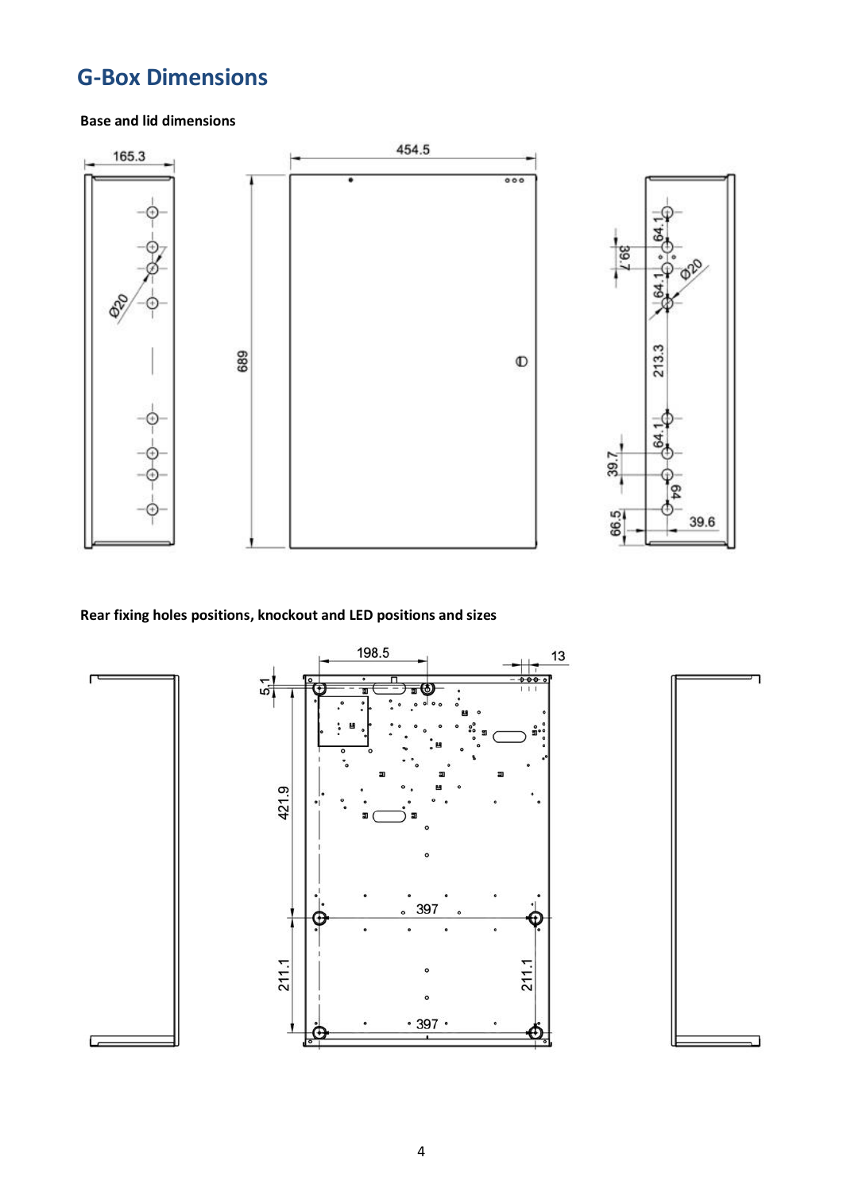# G-Box Dimensions

**Base and lid dimensions**

**Rear fixing holes positions, knockout and LED positions and sizes**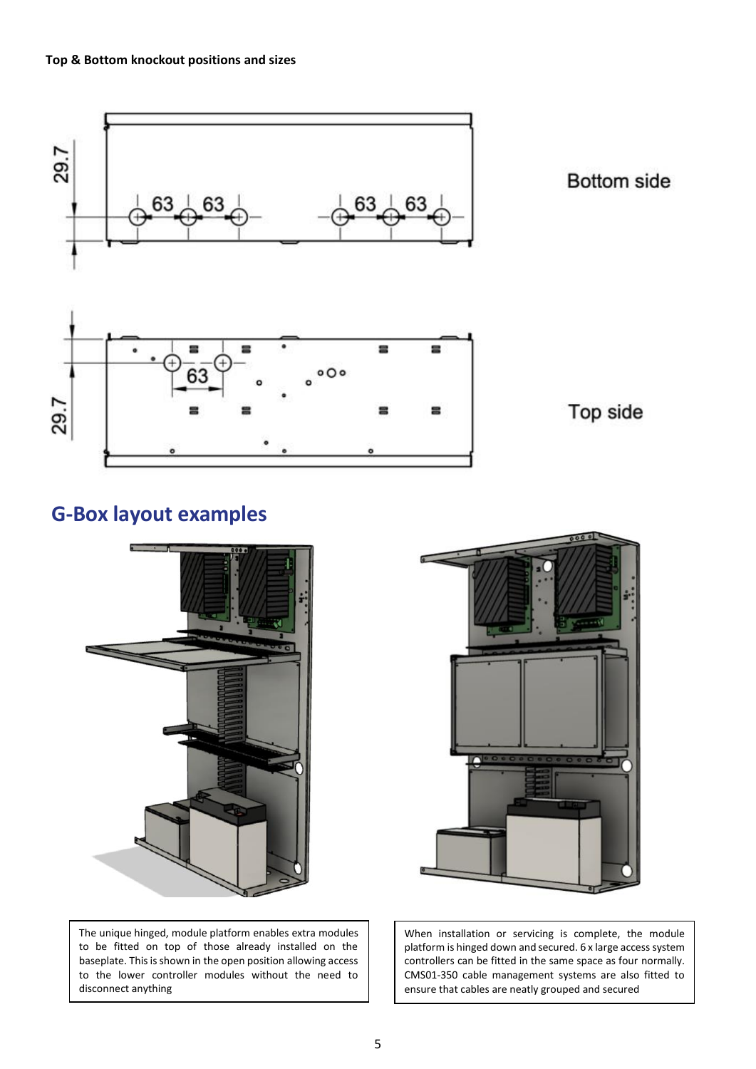**Top & Bottom knockout positions and sizes**

Bottom side

Top side

## G-Box layout examples

The unique hinged, module platform enables extra modules to be fitted on top of those already installed on the baseplate. This is shown in the open position allowing access to the lower controller modules without the need to disconnect anything

When installation or servicing is complete, the module platform is hinged down and secured. 6 x large access system controllers can be fitted in the same space as four normally. CMS01-350 cable management systems are also fitted to ensure that cables are neatly grouped and secured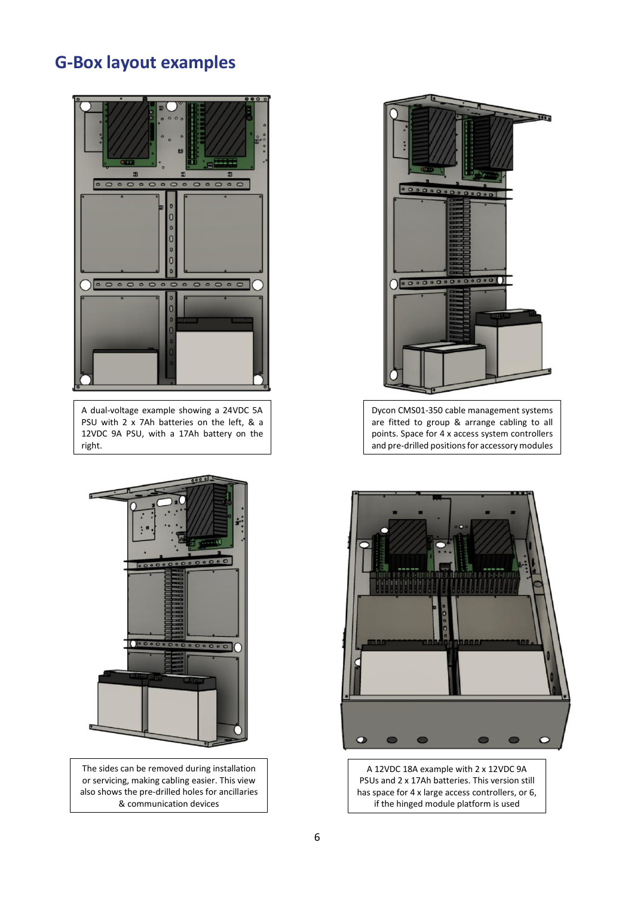## G-Box layout examples

A dual-voltage example showing a 24VDC 5A PSU with 2 x 7Ah batteries on the left, & a 12VDC 9A PSU, with a 17Ah battery on the right.

Dycon CMS01-350 cable management systems are fitted to group & arrange cabling to all points. Space for 4 x access system controllers and pre-drilled positions for accessory modules

The sides can be removed during installation or servicing, making cabling easier. This view also shows the pre-drilled holes for ancillaries & communication devices

A 12VDC 18A example with 2 x 12VDC 9A PSUs and 2 x 17Ah batteries. This version still has space for 4 x large access controllers, or 6, if the hinged module platform is used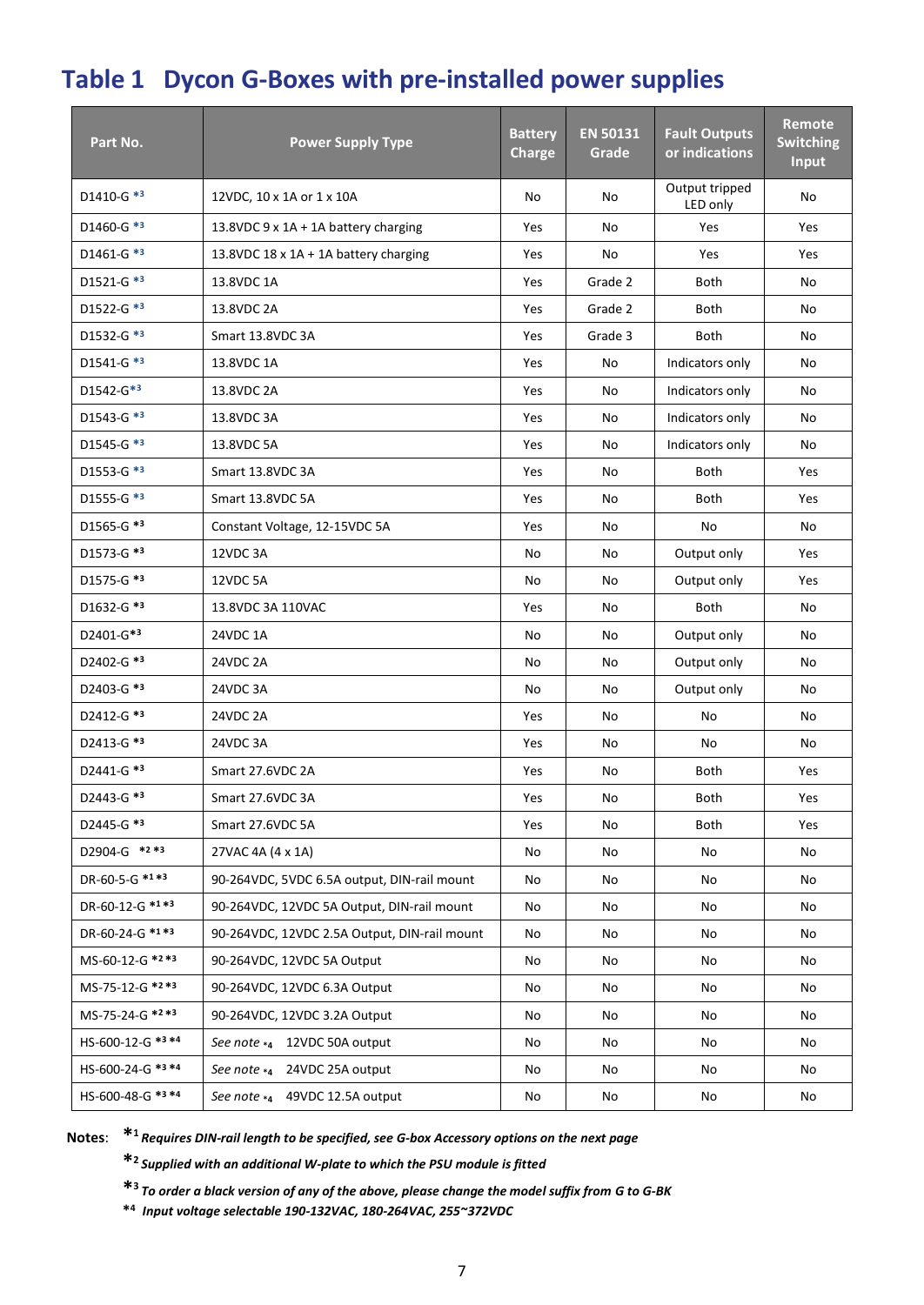# Table 1 Dycon G-Boxes with pre-installed power supplies

| Part No. | Power Supply Type | Battery Charge | EN 50131 Grade | Fault Outputs or indications | Remote Switching Input |
|---|---|---|---|---|---|
| D1410-G *3 | 12VDC, 10 x 1A or 1 x 10A | No | No | Output tripped LED only | No |
| D1460-G *3 | 13.8VDC 9 x 1A + 1A battery charging | Yes | No | Yes | Yes |
| D1461-G *3 | 13.8VDC 18 x 1A + 1A battery charging | Yes | No | Yes | Yes |
| D1521-G *3 | 13.8VDC 1A | Yes | Grade 2 | Both | No |
| D1522-G *3 | 13.8VDC 2A | Yes | Grade 2 | Both | No |
| D1532-G *3 | Smart 13.8VDC 3A | Yes | Grade 3 | Both | No |
| D1541-G *3 | 13.8VDC 1A | Yes | No | Indicators only | No |
| D1542-G*3 | 13.8VDC 2A | Yes | No | Indicators only | No |
| D1543-G *3 | 13.8VDC 3A | Yes | No | Indicators only | No |
| D1545-G *3 | 13.8VDC 5A | Yes | No | Indicators only | No |
| D1553-G *3 | Smart 13.8VDC 3A | Yes | No | Both | Yes |
| D1555-G *3 | Smart 13.8VDC 5A | Yes | No | Both | Yes |
| D1565-G *3 | Constant Voltage, 12-15VDC 5A | Yes | No | No | No |
| D1573-G *3 | 12VDC 3A | No | No | Output only | Yes |
| D1575-G *3 | 12VDC 5A | No | No | Output only | Yes |
| D1632-G *3 | 13.8VDC 3A 110VAC | Yes | No | Both | No |
| D2401-G*3 | 24VDC 1A | No | No | Output only | No |
| D2402-G *3 | 24VDC 2A | No | No | Output only | No |
| D2403-G *3 | 24VDC 3A | No | No | Output only | No |
| D2412-G *3 | 24VDC 2A | Yes | No | No | No |
| D2413-G *3 | 24VDC 3A | Yes | No | No | No |
| D2441-G *3 | Smart 27.6VDC 2A | Yes | No | Both | Yes |
| D2443-G *3 | Smart 27.6VDC 3A | Yes | No | Both | Yes |
| D2445-G *3 | Smart 27.6VDC 5A | Yes | No | Both | Yes |
| D2904-G *2 *3 | 27VAC 4A (4 x 1A) | No | No | No | No |
| DR-60-5-G *1 *3 | 90-264VDC, 5VDC 6.5A output, DIN-rail mount | No | No | No | No |
| DR-60-12-G *1 *3 | 90-264VDC, 12VDC 5A Output, DIN-rail mount | No | No | No | No |
| DR-60-24-G *1 *3 | 90-264VDC, 12VDC 2.5A Output, DIN-rail mount | No | No | No | No |
| MS-60-12-G *2 *3 | 90-264VDC, 12VDC 5A Output | No | No | No | No |
| MS-75-12-G *2 *3 | 90-264VDC, 12VDC 6.3A Output | No | No | No | No |
| MS-75-24-G *2 *3 | 90-264VDC, 12VDC 3.2A Output | No | No | No | No |
| HS-600-12-G *3 *4 | *See note *4* 12VDC 50A output | No | No | No | No |
| HS-600-24-G *3 *4 | *See note *4* 24VDC 25A output | No | No | No | No |
| HS-600-48-G *3 *4 | *See note *4* 49VDC 12.5A output | No | No | No | No |

**Notes**: *1 ***Requires DIN-rail length to be specified, see G-box Accessory options on the next page***

*2 ***Supplied with an additional W-plate to which the PSU module is fitted***

*3 ***To order a black version of any of the above, please change the model suffix from G to G-BK***

*4 ***Input voltage selectable 190-132VAC, 180-264VAC, 255~372VDC***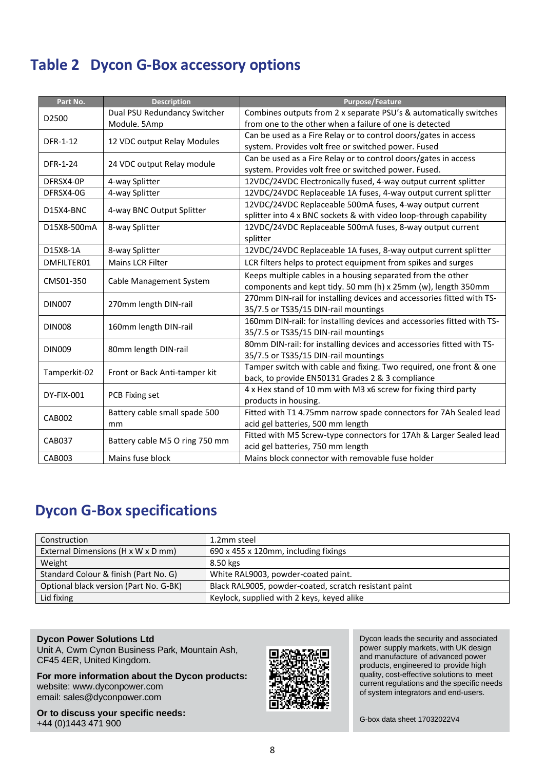## Table 2 Dycon G-Box accessory options

| Part No. | Description | Purpose/Feature |
|---|---|---|
| D2500 | Dual PSU Redundancy Switcher Module. 5Amp | Combines outputs from 2 x separate PSU's & automatically switches from one to the other when a failure of one is detected |
| DFR-1-12 | 12 VDC output Relay Modules | Can be used as a Fire Relay or to control doors/gates in access system. Provides volt free or switched power. Fused |
| DFR-1-24 | 24 VDC output Relay module | Can be used as a Fire Relay or to control doors/gates in access system. Provides volt free or switched power. Fused. |
| DFRSX4-0P | 4-way Splitter | 12VDC/24VDC Electronically fused, 4-way output current splitter |
| DFRSX4-0G | 4-way Splitter | 12VDC/24VDC Replaceable 1A fuses, 4-way output current splitter |
| D15X4-BNC | 4-way BNC Output Splitter | 12VDC/24VDC Replaceable 500mA fuses, 4-way output current splitter into 4 x BNC sockets & with video loop-through capability |
| D15X8-500mA | 8-way Splitter | 12VDC/24VDC Replaceable 500mA fuses, 8-way output current splitter |
| D15X8-1A | 8-way Splitter | 12VDC/24VDC Replaceable 1A fuses, 8-way output current splitter |
| DMFILTER01 | Mains LCR Filter | LCR filters helps to protect equipment from spikes and surges |
| CMS01-350 | Cable Management System | Keeps multiple cables in a housing separated from the other components and kept tidy. 50 mm (h) x 25mm (w), length 350mm |
| DIN007 | 270mm length DIN-rail | 270mm DIN-rail for installing devices and accessories fitted with TS-35/7.5 or TS35/15 DIN-rail mountings |
| DIN008 | 160mm length DIN-rail | 160mm DIN-rail: for installing devices and accessories fitted with TS-35/7.5 or TS35/15 DIN-rail mountings |
| DIN009 | 80mm length DIN-rail | 80mm DIN-rail: for installing devices and accessories fitted with TS-35/7.5 or TS35/15 DIN-rail mountings |
| Tamperkit-02 | Front or Back Anti-tamper kit | Tamper switch with cable and fixing. Two required, one front & one back, to provide EN50131 Grades 2 & 3 compliance |
| DY-FIX-001 | PCB Fixing set | 4 x Hex stand of 10 mm with M3 x6 screw for fixing third party products in housing. |
| CAB002 | Battery cable small spade 500 mm | Fitted with T1 4.75mm narrow spade connectors for 7Ah Sealed lead acid gel batteries, 500 mm length |
| CAB037 | Battery cable M5 O ring 750 mm | Fitted with M5 Screw-type connectors for 17Ah & Larger Sealed lead acid gel batteries, 750 mm length |
| CAB003 | Mains fuse block | Mains block connector with removable fuse holder |

## Dycon G-Box specifications

| | |
|---|---|
| Construction | 1.2mm steel |
| External Dimensions (H x W x D mm) | 690 x 455 x 120mm, including fixings |
| Weight | 8.50 kgs |
| Standard Colour & finish (Part No. G) | White RAL9003, powder-coated paint. |
| Optional black version (Part No. G-BK) | Black RAL9005, powder-coated, scratch resistant paint |
| Lid fixing | Keylock, supplied with 2 keys, keyed alike |

**Dycon Power Solutions Ltd**
Unit A, Cwm Cynon Business Park, Mountain Ash, CF45 4ER, United Kingdom.

**For more information about the Dycon products:**
website: www.dyconpower.com
email: sales@dyconpower.com

**Or to discuss your specific needs:**
+44 (0)1443 471 900

Dycon leads the security and associated power supply markets, with UK design and manufacture of advanced power products, engineered to provide high quality, cost-effective solutions to meet current regulations and the specific needs of system integrators and end-users.

G-box data sheet 17032022V4